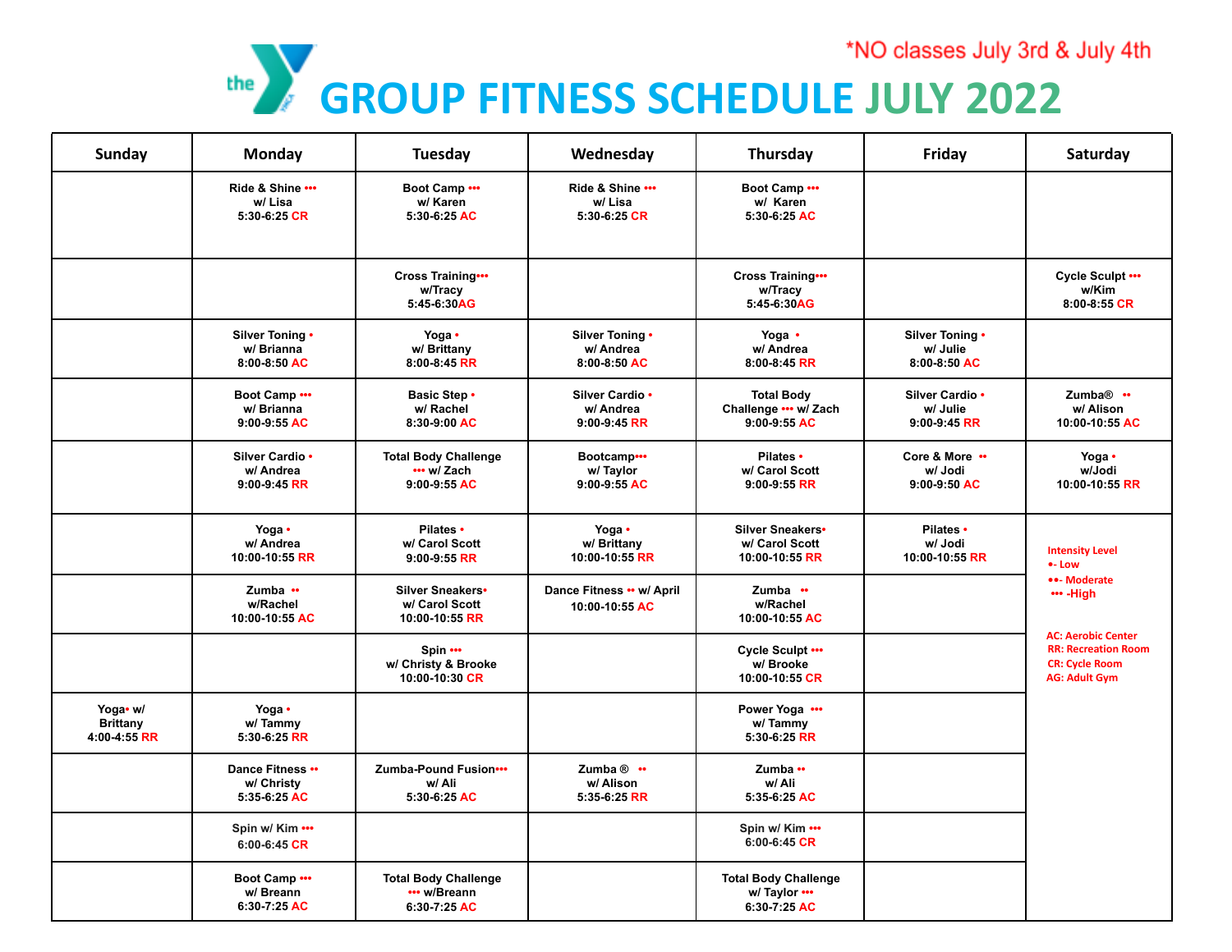*NO classes July 3rd & July 4th

# GROUP FITNESS SCHEDULE JULY 2022

| Sunday | Monday | Tuesday | Wednesday | Thursday | Friday | Saturday |
|---|---|---|---|---|---|---|
| | Ride & Shine ••• w/ Lisa 5:30-6:25 CR | Boot Camp ••• w/ Karen 5:30-6:25 AC | Ride & Shine ••• w/ Lisa 5:30-6:25 CR | Boot Camp ••• w/ Karen 5:30-6:25 AC | | |
| | | Cross Training••• w/Tracy 5:45-6:30AG | | Cross Training••• w/Tracy 5:45-6:30AG | | Cycle Sculpt ••• w/Kim 8:00-8:55 CR |
| | Silver Toning • w/ Brianna 8:00-8:50 AC | Yoga • w/ Brittany 8:00-8:45 RR | Silver Toning • w/ Andrea 8:00-8:50 AC | Yoga • w/ Andrea 8:00-8:45 RR | Silver Toning • w/ Julie 8:00-8:50 AC | |
| | Boot Camp ••• w/ Brianna 9:00-9:55 AC | Basic Step • w/ Rachel 8:30-9:00 AC | Silver Cardio • w/ Andrea 9:00-9:45 RR | Total Body Challenge ••• w/ Zach 9:00-9:55 AC | Silver Cardio • w/ Julie 9:00-9:45 RR | Zumba® •• w/ Alison 10:00-10:55 AC |
| | Silver Cardio • w/ Andrea 9:00-9:45 RR | Total Body Challenge ••• w/ Zach 9:00-9:55 AC | Bootcamp••• w/ Taylor 9:00-9:55 AC | Pilates • w/ Carol Scott 9:00-9:55 RR | Core & More •• w/ Jodi 9:00-9:50 AC | Yoga • w/Jodi 10:00-10:55 RR |
| | Yoga • w/ Andrea 10:00-10:55 RR | Pilates • w/ Carol Scott 9:00-9:55 RR | Yoga • w/ Brittany 10:00-10:55 RR | Silver Sneakers• w/ Carol Scott 10:00-10:55 RR | Pilates • w/ Jodi 10:00-10:55 RR | Intensity Level<br>•- Low<br>••- Moderate<br>••• -High<br><br>AC: Aerobic Center<br>RR: Recreation Room<br>CR: Cycle Room<br>AG: Adult Gym |
| | Zumba •• w/Rachel 10:00-10:55 AC | Silver Sneakers• w/ Carol Scott 10:00-10:55 RR | Dance Fitness •• w/ April 10:00-10:55 AC | Zumba •• w/Rachel 10:00-10:55 AC | | |
| | | Spin ••• w/ Christy & Brooke 10:00-10:30 CR | | Cycle Sculpt ••• w/ Brooke 10:00-10:55 CR | | |
| Yoga• w/ Brittany 4:00-4:55 RR | Yoga • w/ Tammy 5:30-6:25 RR | | | Power Yoga ••• w/ Tammy 5:30-6:25 RR | | |
| | Dance Fitness •• w/ Christy 5:35-6:25 AC | Zumba-Pound Fusion••• w/ Ali 5:30-6:25 AC | Zumba ® •• w/ Alison 5:35-6:25 RR | Zumba •• w/ Ali 5:35-6:25 AC | | |
| | Spin w/ Kim ••• 6:00-6:45 CR | | | Spin w/ Kim ••• 6:00-6:45 CR | | |
| | Boot Camp ••• w/ Breann 6:30-7:25 AC | Total Body Challenge ••• w/Breann 6:30-7:25 AC | | Total Body Challenge w/ Taylor ••• 6:30-7:25 AC | | |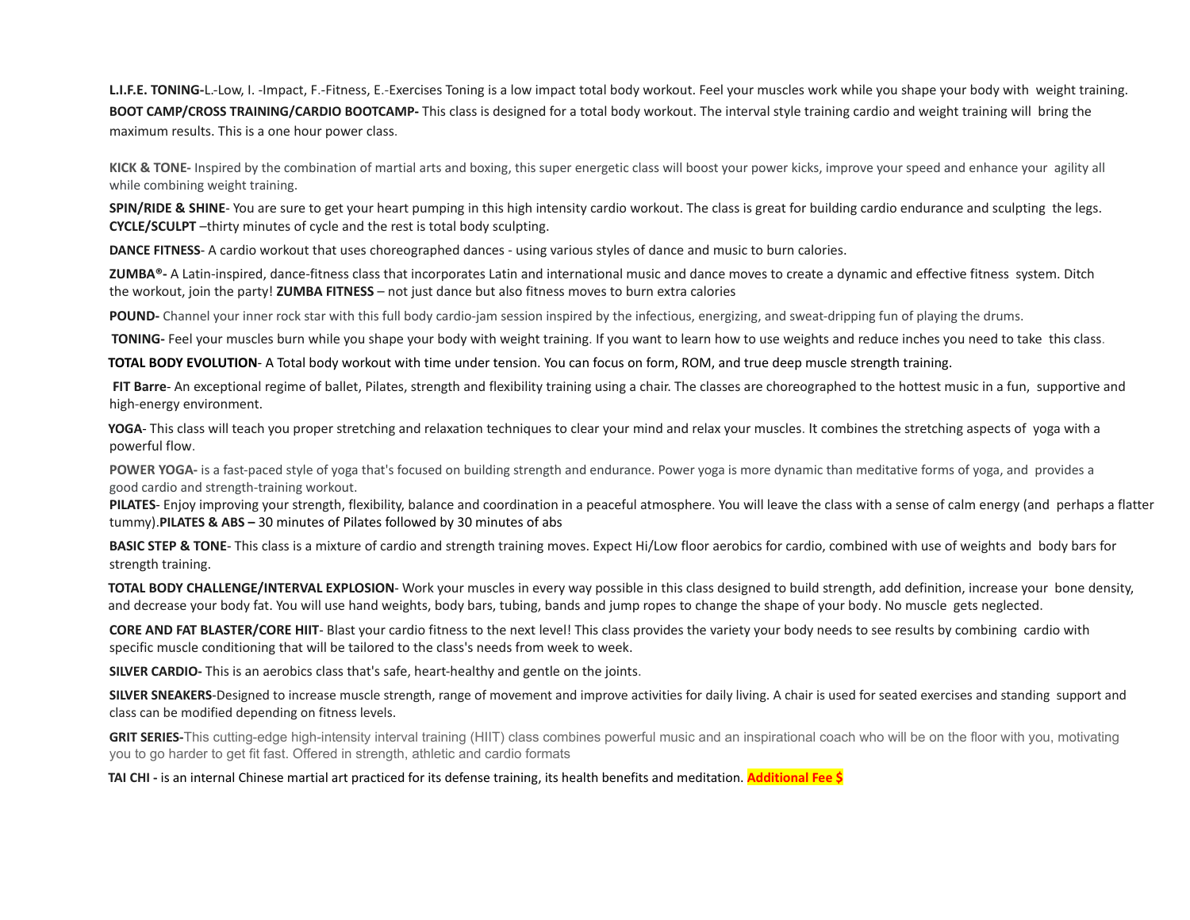**L.I.F.E. TONING-**L.-Low, I. -Impact, F.-Fitness, E.-Exercises Toning is a low impact total body workout. Feel your muscles work while you shape your body with weight training.

**BOOT CAMP/CROSS TRAINING/CARDIO BOOTCAMP-** This class is designed for a total body workout. The interval style training cardio and weight training will bring the maximum results. This is a one hour power class.

**KICK & TONE-** Inspired by the combination of martial arts and boxing, this super energetic class will boost your power kicks, improve your speed and enhance your agility all while combining weight training.

**SPIN/RIDE & SHINE**- You are sure to get your heart pumping in this high intensity cardio workout. The class is great for building cardio endurance and sculpting the legs. **CYCLE/SCULPT** –thirty minutes of cycle and the rest is total body sculpting.

**DANCE FITNESS**- A cardio workout that uses choreographed dances - using various styles of dance and music to burn calories.

**ZUMBA®-** A Latin-inspired, dance-fitness class that incorporates Latin and international music and dance moves to create a dynamic and effective fitness system. Ditch the workout, join the party! **ZUMBA FITNESS** – not just dance but also fitness moves to burn extra calories

**POUND-** Channel your inner rock star with this full body cardio-jam session inspired by the infectious, energizing, and sweat-dripping fun of playing the drums.

**TONING-** Feel your muscles burn while you shape your body with weight training. If you want to learn how to use weights and reduce inches you need to take this class.

**TOTAL BODY EVOLUTION**- A Total body workout with time under tension. You can focus on form, ROM, and true deep muscle strength training.

**FIT Barre**- An exceptional regime of ballet, Pilates, strength and flexibility training using a chair. The classes are choreographed to the hottest music in a fun, supportive and high-energy environment.

**YOGA**- This class will teach you proper stretching and relaxation techniques to clear your mind and relax your muscles. It combines the stretching aspects of yoga with a powerful flow.

**POWER YOGA-** is a fast-paced style of yoga that's focused on building strength and endurance. Power yoga is more dynamic than meditative forms of yoga, and provides a good cardio and strength-training workout.

**PILATES**- Enjoy improving your strength, flexibility, balance and coordination in a peaceful atmosphere. You will leave the class with a sense of calm energy (and perhaps a flatter tummy).**PILATES & ABS –** 30 minutes of Pilates followed by 30 minutes of abs

**BASIC STEP & TONE**- This class is a mixture of cardio and strength training moves. Expect Hi/Low floor aerobics for cardio, combined with use of weights and body bars for strength training.

**TOTAL BODY CHALLENGE/INTERVAL EXPLOSION**- Work your muscles in every way possible in this class designed to build strength, add definition, increase your bone density, and decrease your body fat. You will use hand weights, body bars, tubing, bands and jump ropes to change the shape of your body. No muscle gets neglected.

**CORE AND FAT BLASTER/CORE HIIT**- Blast your cardio fitness to the next level! This class provides the variety your body needs to see results by combining cardio with specific muscle conditioning that will be tailored to the class's needs from week to week.

**SILVER CARDIO-** This is an aerobics class that's safe, heart-healthy and gentle on the joints.

**SILVER SNEAKERS**-Designed to increase muscle strength, range of movement and improve activities for daily living. A chair is used for seated exercises and standing support and class can be modified depending on fitness levels.

**GRIT SERIES-**This cutting-edge high-intensity interval training (HIIT) class combines powerful music and an inspirational coach who will be on the floor with you, motivating you to go harder to get fit fast. Offered in strength, athletic and cardio formats

**TAI CHI -** is an internal Chinese martial art practiced for its defense training, its health benefits and meditation. **Additional Fee $**